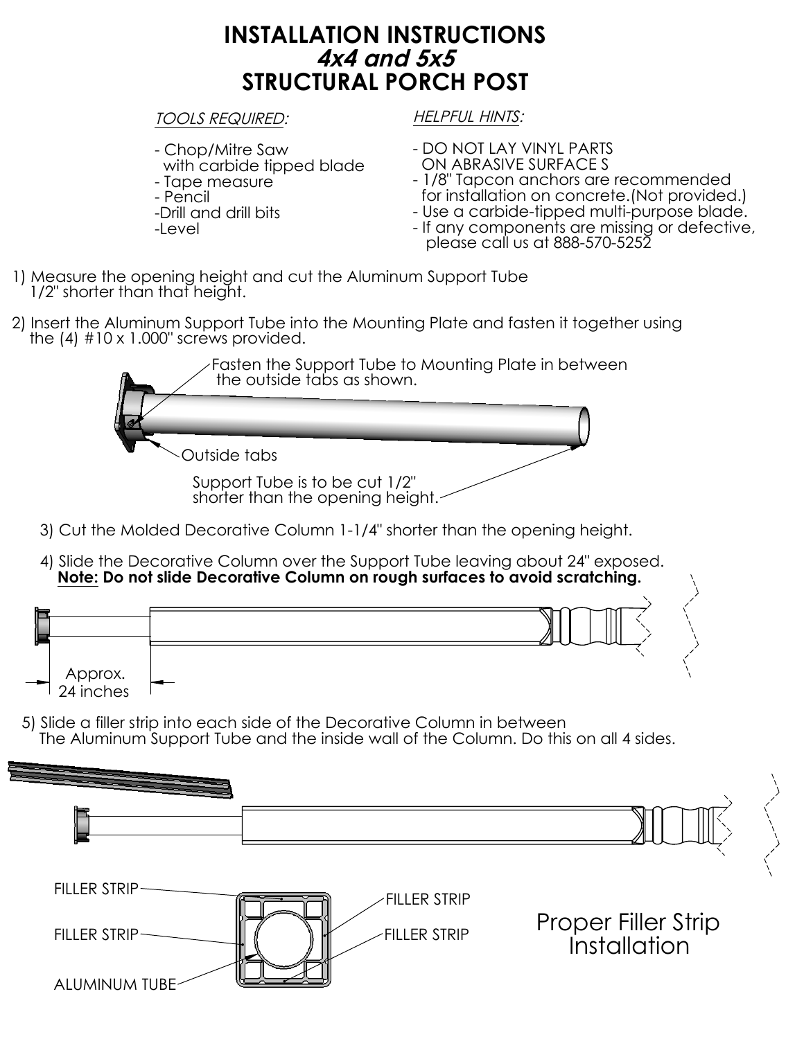# INSTALLATION INSTRUCTIONS
## *4x4 and 5x5*
## STRUCTURAL PORCH POST

*TOOLS REQUIRED:*

- Chop/Mitre Saw with carbide tipped blade
- Tape measure
- Pencil
- Drill and drill bits
- Level

*HELPFUL HINTS:*

- DO NOT LAY VINYL PARTS ON ABRASIVE SURFACE S
- 1/8" Tapcon anchors are recommended for installation on concrete.(Not provided.)
- Use a carbide-tipped multi-purpose blade.
- If any components are missing or defective, please call us at 888-570-5252

1) Measure the opening height and cut the Aluminum Support Tube 1/2" shorter than that height.

2) Insert the Aluminum Support Tube into the Mounting Plate and fasten it together using the (4) #10 x 1.000" screws provided.

Fasten the Support Tube to Mounting Plate in between the outside tabs as shown.

Outside tabs

Support Tube is to be cut 1/2" shorter than the opening height.

3) Cut the Molded Decorative Column 1-1/4" shorter than the opening height.

4) Slide the Decorative Column over the Support Tube leaving about 24" exposed.
**Note: Do not slide Decorative Column on rough surfaces to avoid scratching.**

Approx. 24 inches

5) Slide a filler strip into each side of the Decorative Column in between The Aluminum Support Tube and the inside wall of the Column. Do this on all 4 sides.

FILLER STRIP

FILLER STRIP

FILLER STRIP

FILLER STRIP

ALUMINUM TUBE

Proper Filler Strip Installation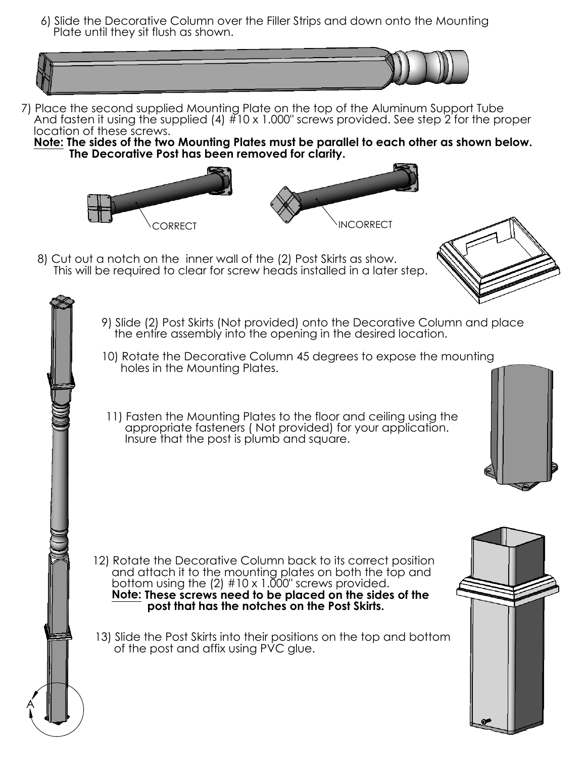6) Slide the Decorative Column over the Filler Strips and down onto the Mounting Plate until they sit flush as shown.

7) Place the second supplied Mounting Plate on the top of the Aluminum Support Tube And fasten it using the supplied (4) #10 x 1.000" screws provided. See step 2 for the proper location of these screws.
**Note: The sides of the two Mounting Plates must be parallel to each other as shown below. The Decorative Post has been removed for clarity.**

CORRECT

INCORRECT

8) Cut out a notch on the inner wall of the (2) Post Skirts as show. This will be required to clear for screw heads installed in a later step.

9) Slide (2) Post Skirts (Not provided) onto the Decorative Column and place the entire assembly into the opening in the desired location.

10) Rotate the Decorative Column 45 degrees to expose the mounting holes in the Mounting Plates.

11) Fasten the Mounting Plates to the floor and ceiling using the appropriate fasteners ( Not provided) for your application. Insure that the post is plumb and square.

12) Rotate the Decorative Column back to its correct position and attach it to the mounting plates on both the top and bottom using the (2) #10 x 1.000" screws provided.
**Note: These screws need to be placed on the sides of the post that has the notches on the Post Skirts.**

13) Slide the Post Skirts into their positions on the top and bottom of the post and affix using PVC glue.

A